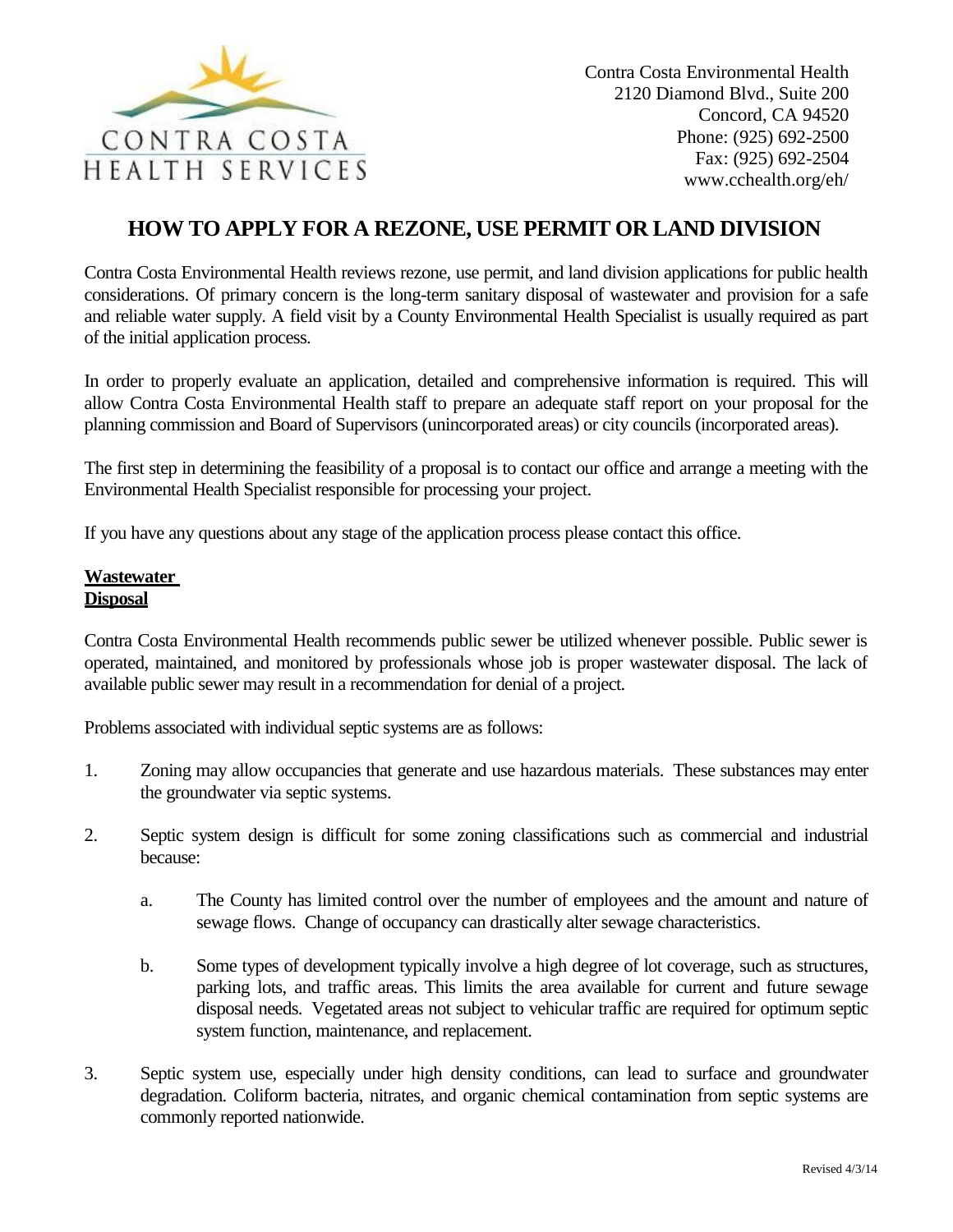CONTRA COSTA
HEALTH SERVICES

Contra Costa Environmental Health
2120 Diamond Blvd., Suite 200
Concord, CA 94520
Phone: (925) 692-2500
Fax: (925) 692-2504
www.cchealth.org/eh/

# HOW TO APPLY FOR A REZONE, USE PERMIT OR LAND DIVISION

Contra Costa Environmental Health reviews rezone, use permit, and land division applications for public health considerations. Of primary concern is the long-term sanitary disposal of wastewater and provision for a safe and reliable water supply. A field visit by a County Environmental Health Specialist is usually required as part of the initial application process.

In order to properly evaluate an application, detailed and comprehensive information is required. This will allow Contra Costa Environmental Health staff to prepare an adequate staff report on your proposal for the planning commission and Board of Supervisors (unincorporated areas) or city councils (incorporated areas).

The first step in determining the feasibility of a proposal is to contact our office and arrange a meeting with the Environmental Health Specialist responsible for processing your project.

If you have any questions about any stage of the application process please contact this office.

## Wastewater Disposal

Contra Costa Environmental Health recommends public sewer be utilized whenever possible. Public sewer is operated, maintained, and monitored by professionals whose job is proper wastewater disposal. The lack of available public sewer may result in a recommendation for denial of a project.

Problems associated with individual septic systems are as follows:

1. Zoning may allow occupancies that generate and use hazardous materials. These substances may enter the groundwater via septic systems.

2. Septic system design is difficult for some zoning classifications such as commercial and industrial because:

   a. The County has limited control over the number of employees and the amount and nature of sewage flows. Change of occupancy can drastically alter sewage characteristics.

   b. Some types of development typically involve a high degree of lot coverage, such as structures, parking lots, and traffic areas. This limits the area available for current and future sewage disposal needs. Vegetated areas not subject to vehicular traffic are required for optimum septic system function, maintenance, and replacement.

3. Septic system use, especially under high density conditions, can lead to surface and groundwater degradation. Coliform bacteria, nitrates, and organic chemical contamination from septic systems are commonly reported nationwide.

Revised 4/3/14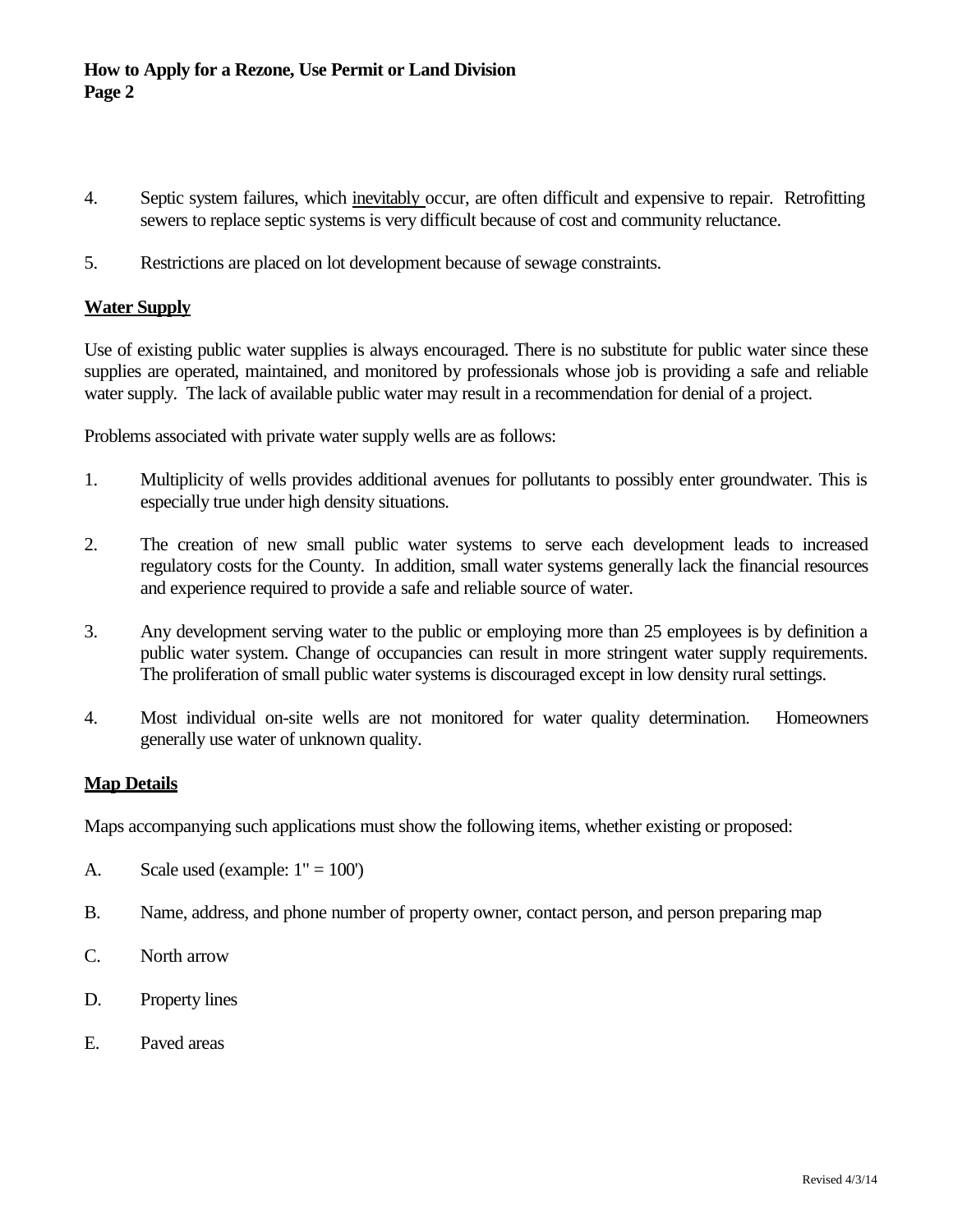4. Septic system failures, which inevitably occur, are often difficult and expensive to repair. Retrofitting sewers to replace septic systems is very difficult because of cost and community reluctance.

5. Restrictions are placed on lot development because of sewage constraints.

**Water Supply**

Use of existing public water supplies is always encouraged. There is no substitute for public water since these supplies are operated, maintained, and monitored by professionals whose job is providing a safe and reliable water supply. The lack of available public water may result in a recommendation for denial of a project.

Problems associated with private water supply wells are as follows:

1. Multiplicity of wells provides additional avenues for pollutants to possibly enter groundwater. This is especially true under high density situations.

2. The creation of new small public water systems to serve each development leads to increased regulatory costs for the County. In addition, small water systems generally lack the financial resources and experience required to provide a safe and reliable source of water.

3. Any development serving water to the public or employing more than 25 employees is by definition a public water system. Change of occupancies can result in more stringent water supply requirements. The proliferation of small public water systems is discouraged except in low density rural settings.

4. Most individual on-site wells are not monitored for water quality determination. Homeowners generally use water of unknown quality.

**Map Details**

Maps accompanying such applications must show the following items, whether existing or proposed:

A. Scale used (example: 1" = 100')

B. Name, address, and phone number of property owner, contact person, and person preparing map

C. North arrow

D. Property lines

E. Paved areas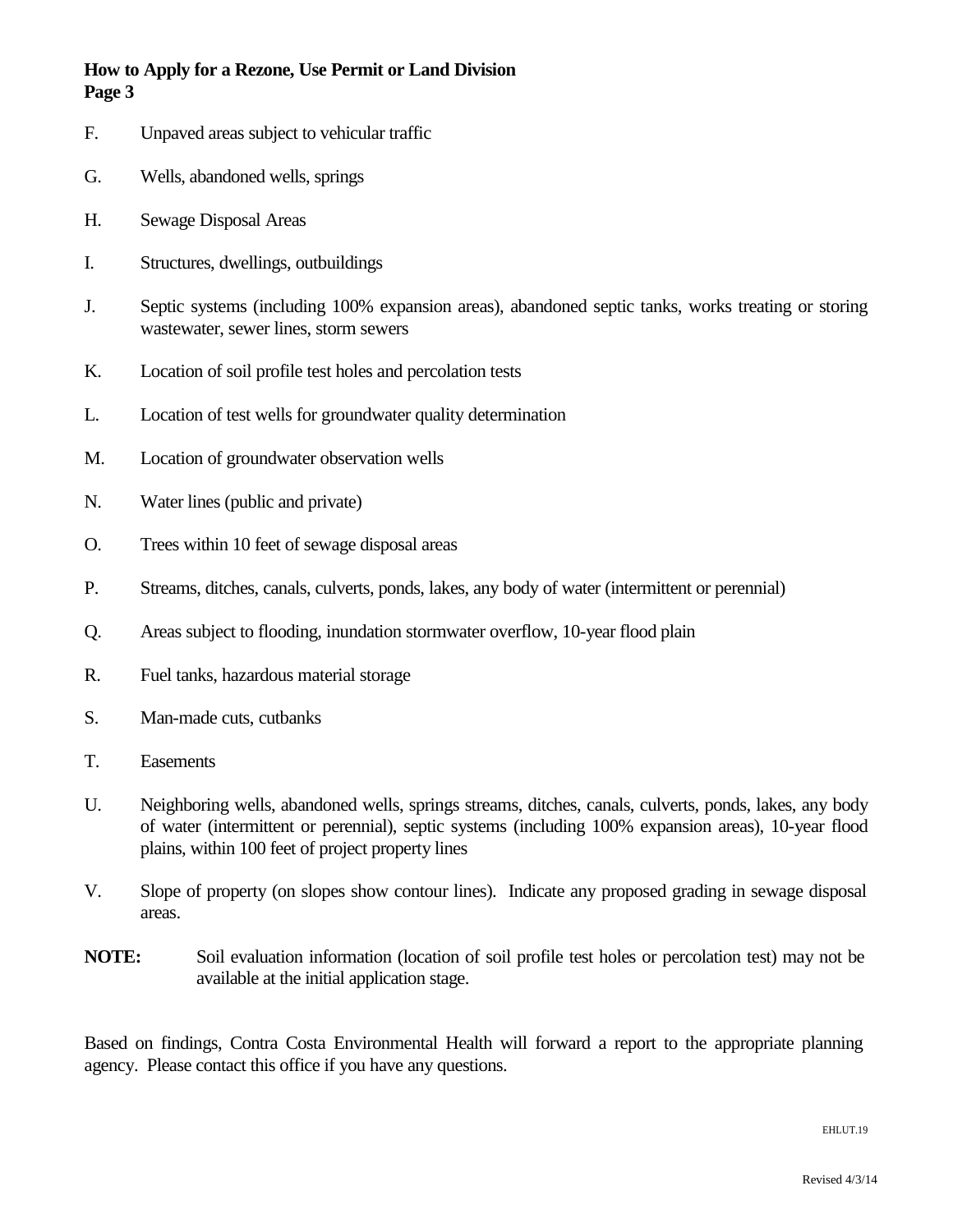F. Unpaved areas subject to vehicular traffic

G. Wells, abandoned wells, springs

H. Sewage Disposal Areas

I. Structures, dwellings, outbuildings

J. Septic systems (including 100% expansion areas), abandoned septic tanks, works treating or storing wastewater, sewer lines, storm sewers

K. Location of soil profile test holes and percolation tests

L. Location of test wells for groundwater quality determination

M. Location of groundwater observation wells

N. Water lines (public and private)

O. Trees within 10 feet of sewage disposal areas

P. Streams, ditches, canals, culverts, ponds, lakes, any body of water (intermittent or perennial)

Q. Areas subject to flooding, inundation stormwater overflow, 10-year flood plain

R. Fuel tanks, hazardous material storage

S. Man-made cuts, cutbanks

T. Easements

U. Neighboring wells, abandoned wells, springs streams, ditches, canals, culverts, ponds, lakes, any body of water (intermittent or perennial), septic systems (including 100% expansion areas), 10-year flood plains, within 100 feet of project property lines

V. Slope of property (on slopes show contour lines). Indicate any proposed grading in sewage disposal areas.

**NOTE:** Soil evaluation information (location of soil profile test holes or percolation test) may not be available at the initial application stage.

Based on findings, Contra Costa Environmental Health will forward a report to the appropriate planning agency. Please contact this office if you have any questions.

EHLUT.19

Revised 4/3/14